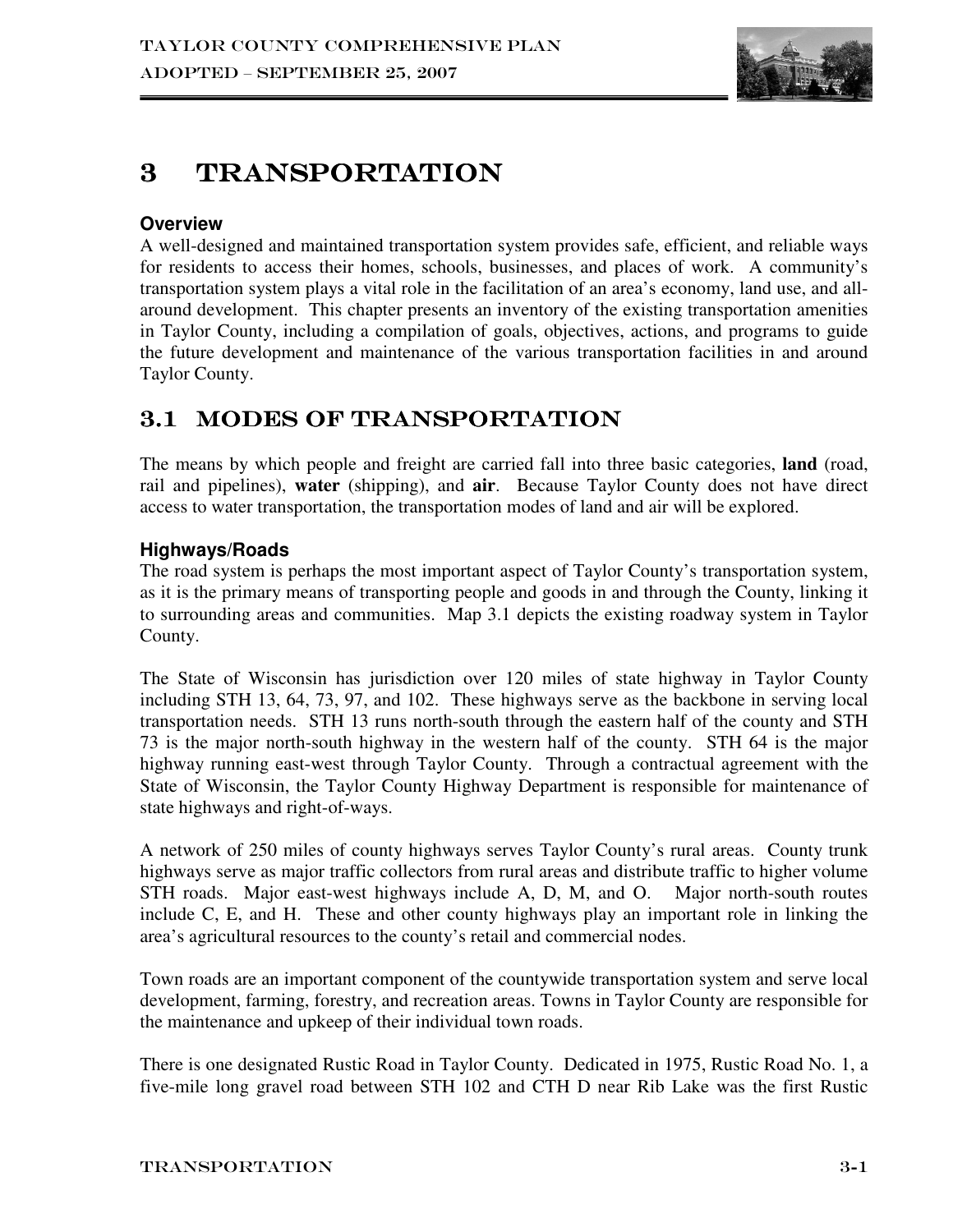# 3 TRANSPORTATION

### Overview

A well-designed and maintained transportation system provides safe, efficient, and reliable ways for residents to access their homes, schools, businesses, and places of work. A community's transportation system plays a vital role in the facilitation of an area's economy, land use, and all-around development. This chapter presents an inventory of the existing transportation amenities in Taylor County, including a compilation of goals, objectives, actions, and programs to guide the future development and maintenance of the various transportation facilities in and around Taylor County.

## 3.1 MODES OF TRANSPORTATION

The means by which people and freight are carried fall into three basic categories, **land** (road, rail and pipelines), **water** (shipping), and **air**. Because Taylor County does not have direct access to water transportation, the transportation modes of land and air will be explored.

### Highways/Roads

The road system is perhaps the most important aspect of Taylor County's transportation system, as it is the primary means of transporting people and goods in and through the County, linking it to surrounding areas and communities. Map 3.1 depicts the existing roadway system in Taylor County.

The State of Wisconsin has jurisdiction over 120 miles of state highway in Taylor County including STH 13, 64, 73, 97, and 102. These highways serve as the backbone in serving local transportation needs. STH 13 runs north-south through the eastern half of the county and STH 73 is the major north-south highway in the western half of the county. STH 64 is the major highway running east-west through Taylor County. Through a contractual agreement with the State of Wisconsin, the Taylor County Highway Department is responsible for maintenance of state highways and right-of-ways.

A network of 250 miles of county highways serves Taylor County's rural areas. County trunk highways serve as major traffic collectors from rural areas and distribute traffic to higher volume STH roads. Major east-west highways include A, D, M, and O. Major north-south routes include C, E, and H. These and other county highways play an important role in linking the area's agricultural resources to the county's retail and commercial nodes.

Town roads are an important component of the countywide transportation system and serve local development, farming, forestry, and recreation areas. Towns in Taylor County are responsible for the maintenance and upkeep of their individual town roads.

There is one designated Rustic Road in Taylor County. Dedicated in 1975, Rustic Road No. 1, a five-mile long gravel road between STH 102 and CTH D near Rib Lake was the first Rustic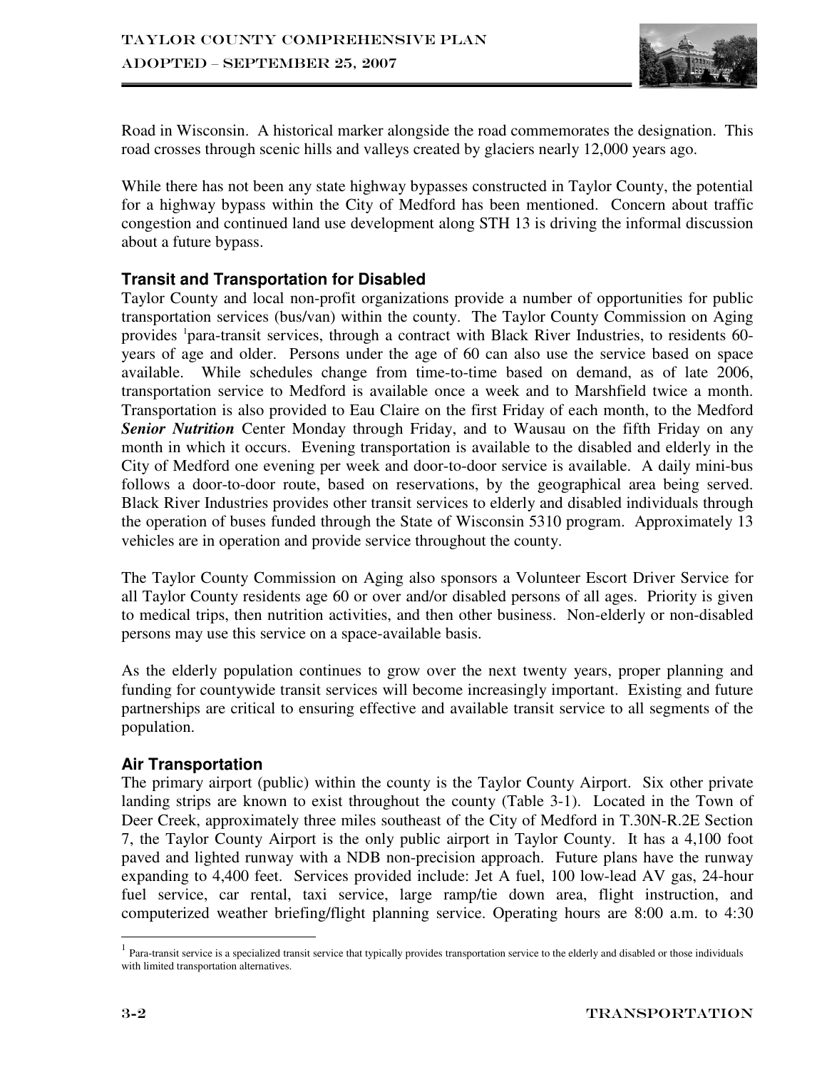Road in Wisconsin. A historical marker alongside the road commemorates the designation. This road crosses through scenic hills and valleys created by glaciers nearly 12,000 years ago.

While there has not been any state highway bypasses constructed in Taylor County, the potential for a highway bypass within the City of Medford has been mentioned. Concern about traffic congestion and continued land use development along STH 13 is driving the informal discussion about a future bypass.

### Transit and Transportation for Disabled

Taylor County and local non-profit organizations provide a number of opportunities for public transportation services (bus/van) within the county. The Taylor County Commission on Aging provides [1]para-transit services, through a contract with Black River Industries, to residents 60-years of age and older. Persons under the age of 60 can also use the service based on space available. While schedules change from time-to-time based on demand, as of late 2006, transportation service to Medford is available once a week and to Marshfield twice a month. Transportation is also provided to Eau Claire on the first Friday of each month, to the Medford ***Senior Nutrition*** Center Monday through Friday, and to Wausau on the fifth Friday on any month in which it occurs. Evening transportation is available to the disabled and elderly in the City of Medford one evening per week and door-to-door service is available. A daily mini-bus follows a door-to-door route, based on reservations, by the geographical area being served. Black River Industries provides other transit services to elderly and disabled individuals through the operation of buses funded through the State of Wisconsin 5310 program. Approximately 13 vehicles are in operation and provide service throughout the county.

The Taylor County Commission on Aging also sponsors a Volunteer Escort Driver Service for all Taylor County residents age 60 or over and/or disabled persons of all ages. Priority is given to medical trips, then nutrition activities, and then other business. Non-elderly or non-disabled persons may use this service on a space-available basis.

As the elderly population continues to grow over the next twenty years, proper planning and funding for countywide transit services will become increasingly important. Existing and future partnerships are critical to ensuring effective and available transit service to all segments of the population.

### Air Transportation

The primary airport (public) within the county is the Taylor County Airport. Six other private landing strips are known to exist throughout the county (Table 3-1). Located in the Town of Deer Creek, approximately three miles southeast of the City of Medford in T.30N-R.2E Section 7, the Taylor County Airport is the only public airport in Taylor County. It has a 4,100 foot paved and lighted runway with a NDB non-precision approach. Future plans have the runway expanding to 4,400 feet. Services provided include: Jet A fuel, 100 low-lead AV gas, 24-hour fuel service, car rental, taxi service, large ramp/tie down area, flight instruction, and computerized weather briefing/flight planning service. Operating hours are 8:00 a.m. to 4:30

[1] Para-transit service is a specialized transit service that typically provides transportation service to the elderly and disabled or those individuals with limited transportation alternatives.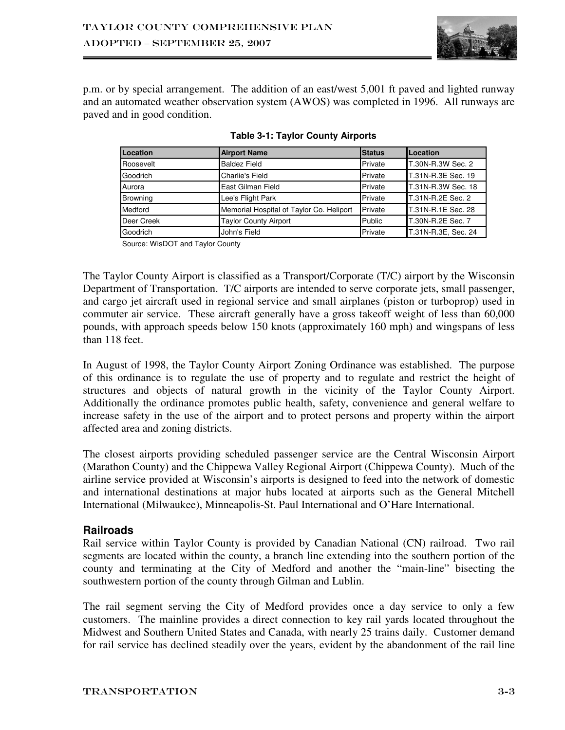p.m. or by special arrangement. The addition of an east/west 5,001 ft paved and lighted runway and an automated weather observation system (AWOS) was completed in 1996. All runways are paved and in good condition.

**Table 3-1: Taylor County Airports**

| Location | Airport Name | Status | Location |
|---|---|---|---|
| Roosevelt | Baldez Field | Private | T.30N-R.3W Sec. 2 |
| Goodrich | Charlie's Field | Private | T.31N-R.3E Sec. 19 |
| Aurora | East Gilman Field | Private | T.31N-R.3W Sec. 18 |
| Browning | Lee's Flight Park | Private | T.31N-R.2E Sec. 2 |
| Medford | Memorial Hospital of Taylor Co. Heliport | Private | T.31N-R.1E Sec. 28 |
| Deer Creek | Taylor County Airport | Public | T.30N-R.2E Sec. 7 |
| Goodrich | John's Field | Private | T.31N-R.3E, Sec. 24 |

Source: WisDOT and Taylor County

The Taylor County Airport is classified as a Transport/Corporate (T/C) airport by the Wisconsin Department of Transportation. T/C airports are intended to serve corporate jets, small passenger, and cargo jet aircraft used in regional service and small airplanes (piston or turboprop) used in commuter air service. These aircraft generally have a gross takeoff weight of less than 60,000 pounds, with approach speeds below 150 knots (approximately 160 mph) and wingspans of less than 118 feet.

In August of 1998, the Taylor County Airport Zoning Ordinance was established. The purpose of this ordinance is to regulate the use of property and to regulate and restrict the height of structures and objects of natural growth in the vicinity of the Taylor County Airport. Additionally the ordinance promotes public health, safety, convenience and general welfare to increase safety in the use of the airport and to protect persons and property within the airport affected area and zoning districts.

The closest airports providing scheduled passenger service are the Central Wisconsin Airport (Marathon County) and the Chippewa Valley Regional Airport (Chippewa County). Much of the airline service provided at Wisconsin's airports is designed to feed into the network of domestic and international destinations at major hubs located at airports such as the General Mitchell International (Milwaukee), Minneapolis-St. Paul International and O'Hare International.

### Railroads

Rail service within Taylor County is provided by Canadian National (CN) railroad. Two rail segments are located within the county, a branch line extending into the southern portion of the county and terminating at the City of Medford and another the "main-line" bisecting the southwestern portion of the county through Gilman and Lublin.

The rail segment serving the City of Medford provides once a day service to only a few customers. The mainline provides a direct connection to key rail yards located throughout the Midwest and Southern United States and Canada, with nearly 25 trains daily. Customer demand for rail service has declined steadily over the years, evident by the abandonment of the rail line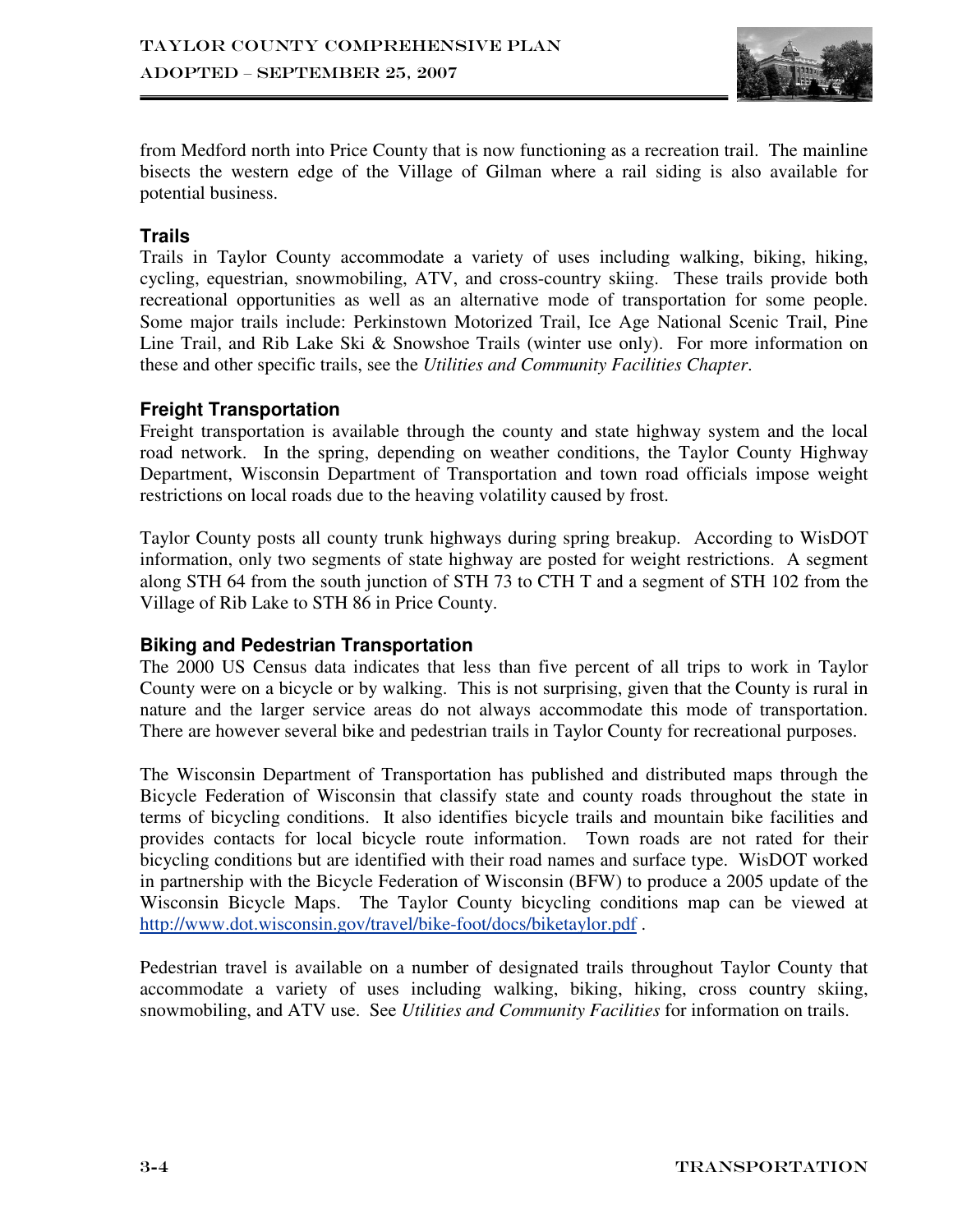from Medford north into Price County that is now functioning as a recreation trail. The mainline bisects the western edge of the Village of Gilman where a rail siding is also available for potential business.

### Trails

Trails in Taylor County accommodate a variety of uses including walking, biking, hiking, cycling, equestrian, snowmobiling, ATV, and cross-country skiing. These trails provide both recreational opportunities as well as an alternative mode of transportation for some people. Some major trails include: Perkinstown Motorized Trail, Ice Age National Scenic Trail, Pine Line Trail, and Rib Lake Ski & Snowshoe Trails (winter use only). For more information on these and other specific trails, see the *Utilities and Community Facilities Chapter*.

### Freight Transportation

Freight transportation is available through the county and state highway system and the local road network. In the spring, depending on weather conditions, the Taylor County Highway Department, Wisconsin Department of Transportation and town road officials impose weight restrictions on local roads due to the heaving volatility caused by frost.

Taylor County posts all county trunk highways during spring breakup. According to WisDOT information, only two segments of state highway are posted for weight restrictions. A segment along STH 64 from the south junction of STH 73 to CTH T and a segment of STH 102 from the Village of Rib Lake to STH 86 in Price County.

### Biking and Pedestrian Transportation

The 2000 US Census data indicates that less than five percent of all trips to work in Taylor County were on a bicycle or by walking. This is not surprising, given that the County is rural in nature and the larger service areas do not always accommodate this mode of transportation. There are however several bike and pedestrian trails in Taylor County for recreational purposes.

The Wisconsin Department of Transportation has published and distributed maps through the Bicycle Federation of Wisconsin that classify state and county roads throughout the state in terms of bicycling conditions. It also identifies bicycle trails and mountain bike facilities and provides contacts for local bicycle route information. Town roads are not rated for their bicycling conditions but are identified with their road names and surface type. WisDOT worked in partnership with the Bicycle Federation of Wisconsin (BFW) to produce a 2005 update of the Wisconsin Bicycle Maps. The Taylor County bicycling conditions map can be viewed at http://www.dot.wisconsin.gov/travel/bike-foot/docs/biketaylor.pdf .

Pedestrian travel is available on a number of designated trails throughout Taylor County that accommodate a variety of uses including walking, biking, hiking, cross country skiing, snowmobiling, and ATV use. See *Utilities and Community Facilities* for information on trails.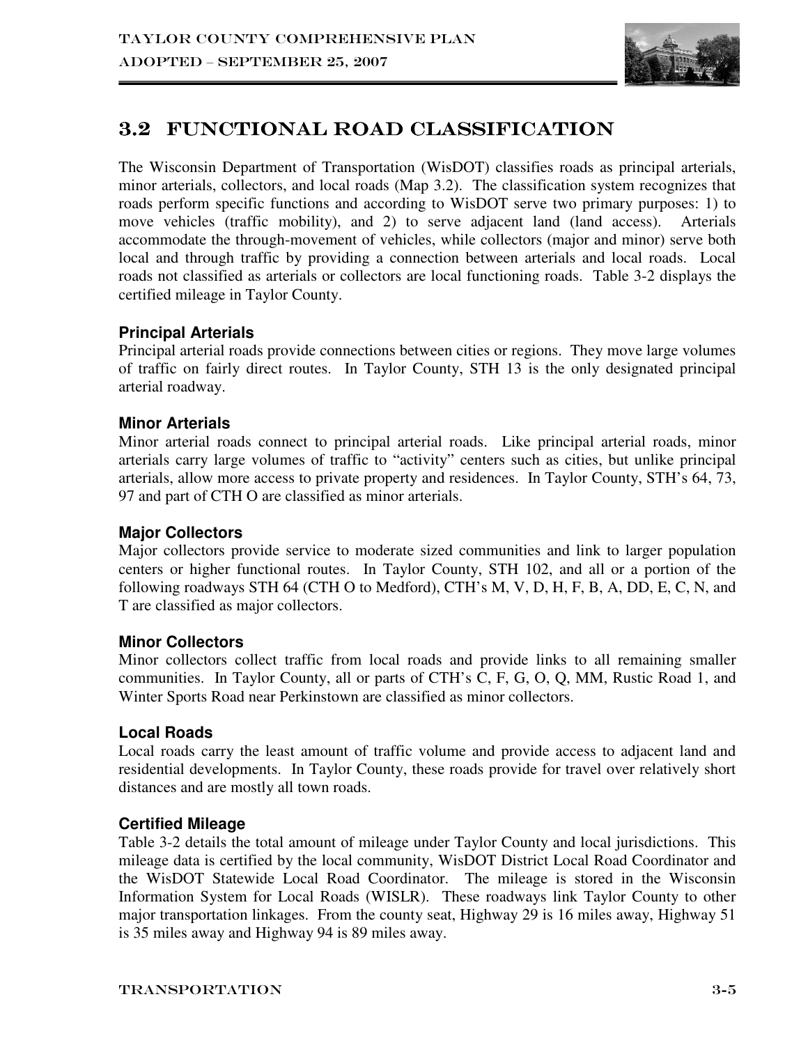## 3.2 FUNCTIONAL ROAD CLASSIFICATION

The Wisconsin Department of Transportation (WisDOT) classifies roads as principal arterials, minor arterials, collectors, and local roads (Map 3.2). The classification system recognizes that roads perform specific functions and according to WisDOT serve two primary purposes: 1) to move vehicles (traffic mobility), and 2) to serve adjacent land (land access). Arterials accommodate the through-movement of vehicles, while collectors (major and minor) serve both local and through traffic by providing a connection between arterials and local roads. Local roads not classified as arterials or collectors are local functioning roads. Table 3-2 displays the certified mileage in Taylor County.

### Principal Arterials

Principal arterial roads provide connections between cities or regions. They move large volumes of traffic on fairly direct routes. In Taylor County, STH 13 is the only designated principal arterial roadway.

### Minor Arterials

Minor arterial roads connect to principal arterial roads. Like principal arterial roads, minor arterials carry large volumes of traffic to "activity" centers such as cities, but unlike principal arterials, allow more access to private property and residences. In Taylor County, STH's 64, 73, 97 and part of CTH O are classified as minor arterials.

### Major Collectors

Major collectors provide service to moderate sized communities and link to larger population centers or higher functional routes. In Taylor County, STH 102, and all or a portion of the following roadways STH 64 (CTH O to Medford), CTH's M, V, D, H, F, B, A, DD, E, C, N, and T are classified as major collectors.

### Minor Collectors

Minor collectors collect traffic from local roads and provide links to all remaining smaller communities. In Taylor County, all or parts of CTH's C, F, G, O, Q, MM, Rustic Road 1, and Winter Sports Road near Perkinstown are classified as minor collectors.

### Local Roads

Local roads carry the least amount of traffic volume and provide access to adjacent land and residential developments. In Taylor County, these roads provide for travel over relatively short distances and are mostly all town roads.

### Certified Mileage

Table 3-2 details the total amount of mileage under Taylor County and local jurisdictions. This mileage data is certified by the local community, WisDOT District Local Road Coordinator and the WisDOT Statewide Local Road Coordinator. The mileage is stored in the Wisconsin Information System for Local Roads (WISLR). These roadways link Taylor County to other major transportation linkages. From the county seat, Highway 29 is 16 miles away, Highway 51 is 35 miles away and Highway 94 is 89 miles away.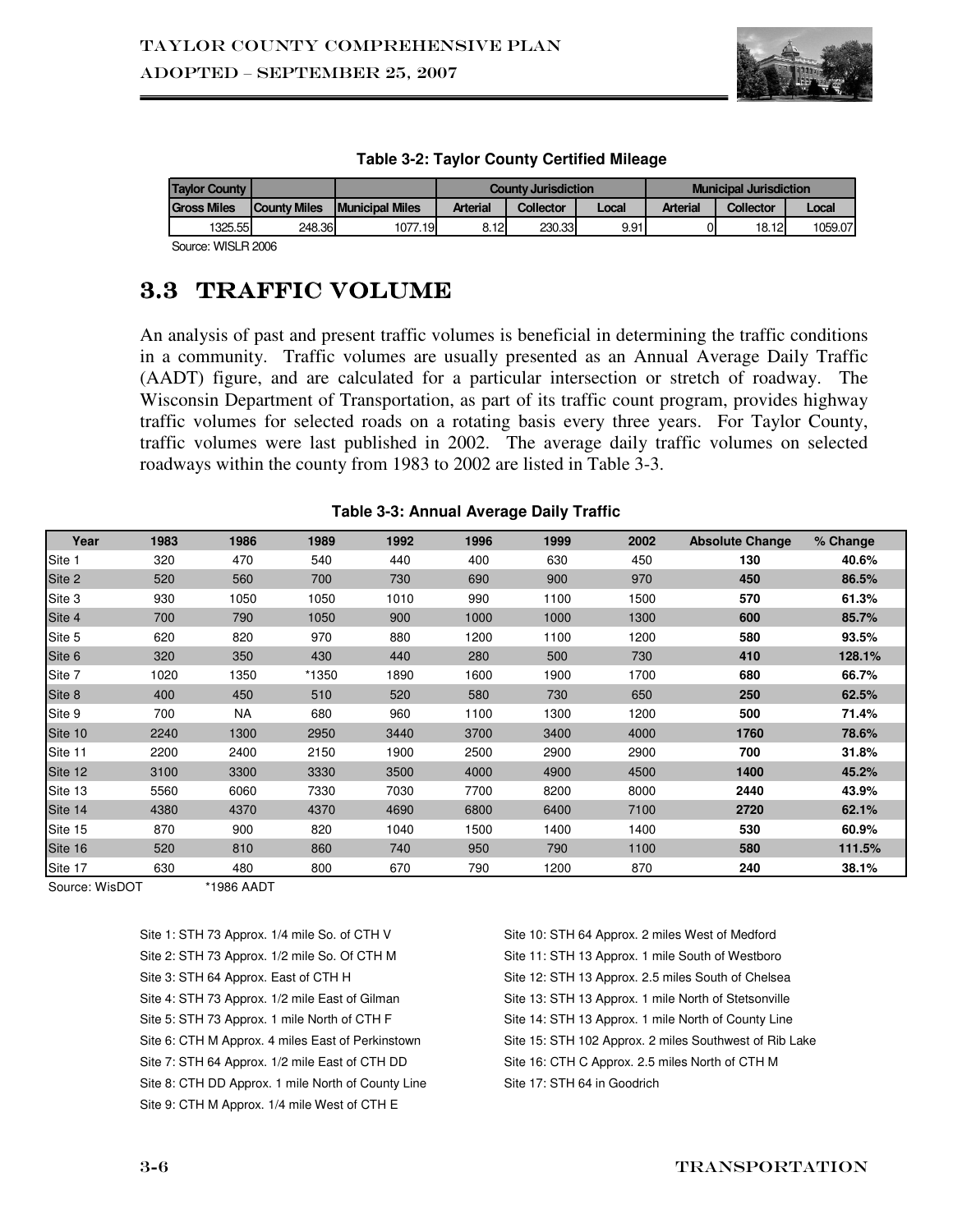**Table 3-2: Taylor County Certified Mileage**

| Taylor County | | | County Jurisdiction | | | Municipal Jurisdiction | | |
|---|---|---|---|---|---|---|---|---|
| Gross Miles | County Miles | Municipal Miles | Arterial | Collector | Local | Arterial | Collector | Local |
| 1325.55 | 248.36 | 1077.19 | 8.12 | 230.33 | 9.91 | 0 | 18.12 | 1059.07 |

Source: WISLR 2006

## 3.3 TRAFFIC VOLUME

An analysis of past and present traffic volumes is beneficial in determining the traffic conditions in a community. Traffic volumes are usually presented as an Annual Average Daily Traffic (AADT) figure, and are calculated for a particular intersection or stretch of roadway. The Wisconsin Department of Transportation, as part of its traffic count program, provides highway traffic volumes for selected roads on a rotating basis every three years. For Taylor County, traffic volumes were last published in 2002. The average daily traffic volumes on selected roadways within the county from 1983 to 2002 are listed in Table 3-3.

**Table 3-3: Annual Average Daily Traffic**

| Year | 1983 | 1986 | 1989 | 1992 | 1996 | 1999 | 2002 | Absolute Change | % Change |
|---|---|---|---|---|---|---|---|---|---|
| Site 1 | 320 | 470 | 540 | 440 | 400 | 630 | 450 | **130** | **40.6%** |
| Site 2 | 520 | 560 | 700 | 730 | 690 | 900 | 970 | **450** | **86.5%** |
| Site 3 | 930 | 1050 | 1050 | 1010 | 990 | 1100 | 1500 | **570** | **61.3%** |
| Site 4 | 700 | 790 | 1050 | 900 | 1000 | 1000 | 1300 | **600** | **85.7%** |
| Site 5 | 620 | 820 | 970 | 880 | 1200 | 1100 | 1200 | **580** | **93.5%** |
| Site 6 | 320 | 350 | 430 | 440 | 280 | 500 | 730 | **410** | **128.1%** |
| Site 7 | 1020 | 1350 | *1350 | 1890 | 1600 | 1900 | 1700 | **680** | **66.7%** |
| Site 8 | 400 | 450 | 510 | 520 | 580 | 730 | 650 | **250** | **62.5%** |
| Site 9 | 700 | NA | 680 | 960 | 1100 | 1300 | 1200 | **500** | **71.4%** |
| Site 10 | 2240 | 1300 | 2950 | 3440 | 3700 | 3400 | 4000 | **1760** | **78.6%** |
| Site 11 | 2200 | 2400 | 2150 | 1900 | 2500 | 2900 | 2900 | **700** | **31.8%** |
| Site 12 | 3100 | 3300 | 3330 | 3500 | 4000 | 4900 | 4500 | **1400** | **45.2%** |
| Site 13 | 5560 | 6060 | 7330 | 7030 | 7700 | 8200 | 8000 | **2440** | **43.9%** |
| Site 14 | 4380 | 4370 | 4370 | 4690 | 6800 | 6400 | 7100 | **2720** | **62.1%** |
| Site 15 | 870 | 900 | 820 | 1040 | 1500 | 1400 | 1400 | **530** | **60.9%** |
| Site 16 | 520 | 810 | 860 | 740 | 950 | 790 | 1100 | **580** | **111.5%** |
| Site 17 | 630 | 480 | 800 | 670 | 790 | 1200 | 870 | **240** | **38.1%** |

Source: WisDOT *1986 AADT

Site 1: STH 73 Approx. 1/4 mile So. of CTH V
Site 2: STH 73 Approx. 1/2 mile So. Of CTH M
Site 3: STH 64 Approx. East of CTH H
Site 4: STH 73 Approx. 1/2 mile East of Gilman
Site 5: STH 73 Approx. 1 mile North of CTH F
Site 6: CTH M Approx. 4 miles East of Perkinstown
Site 7: STH 64 Approx. 1/2 mile East of CTH DD
Site 8: CTH DD Approx. 1 mile North of County Line
Site 9: CTH M Approx. 1/4 mile West of CTH E
Site 10: STH 64 Approx. 2 miles West of Medford
Site 11: STH 13 Approx. 1 mile South of Westboro
Site 12: STH 13 Approx. 2.5 miles South of Chelsea
Site 13: STH 13 Approx. 1 mile North of Stetsonville
Site 14: STH 13 Approx. 1 mile North of County Line
Site 15: STH 102 Approx. 2 miles Southwest of Rib Lake
Site 16: CTH C Approx. 2.5 miles North of CTH M
Site 17: STH 64 in Goodrich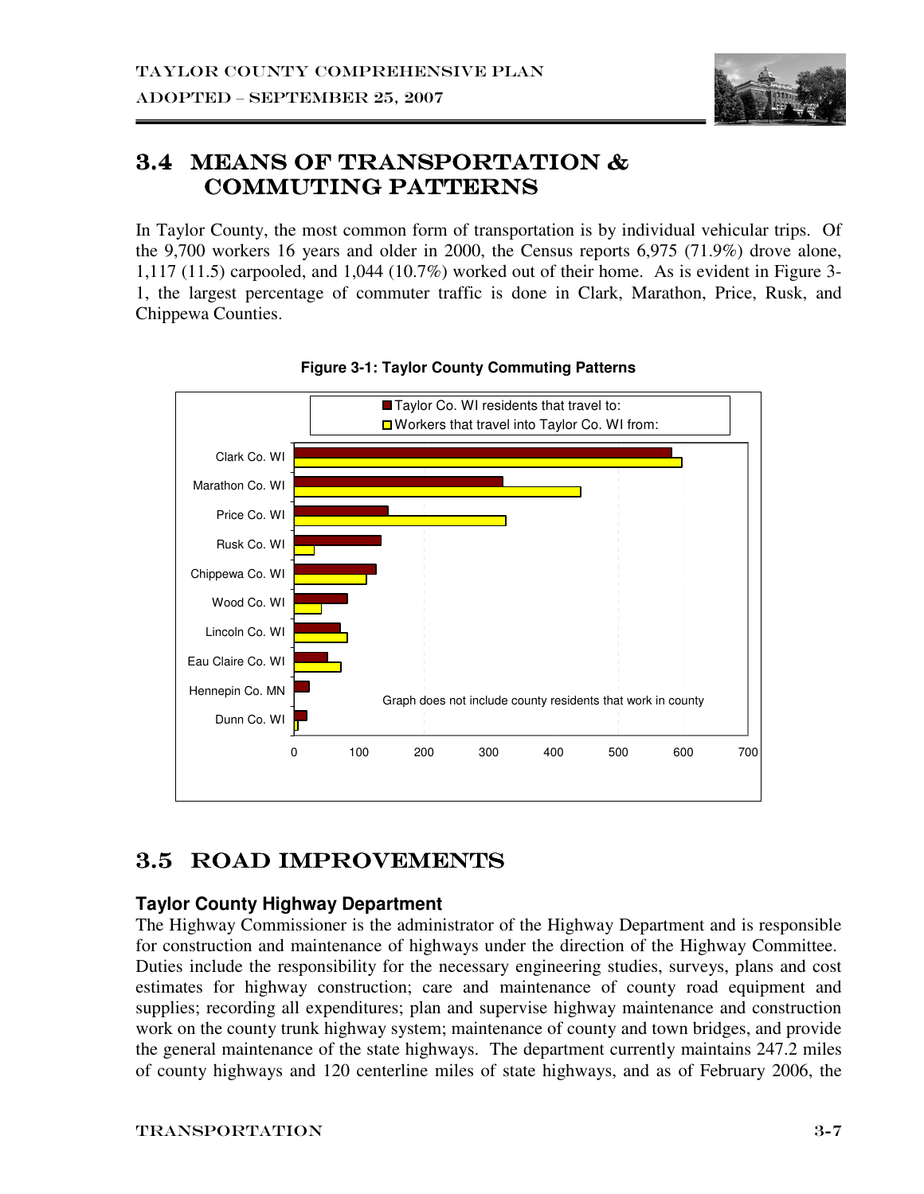## 3.4 MEANS OF TRANSPORTATION & COMMUTING PATTERNS

In Taylor County, the most common form of transportation is by individual vehicular trips. Of the 9,700 workers 16 years and older in 2000, the Census reports 6,975 (71.9%) drove alone, 1,117 (11.5) carpooled, and 1,044 (10.7%) worked out of their home. As is evident in Figure 3-1, the largest percentage of commuter traffic is done in Clark, Marathon, Price, Rusk, and Chippewa Counties.

**Figure 3-1: Taylor County Commuting Patterns**

Taylor Co. WI residents that travel to:
Workers that travel into Taylor Co. WI from:

Clark Co. WI
Marathon Co. WI
Price Co. WI
Rusk Co. WI
Chippewa Co. WI
Wood Co. WI
Lincoln Co. WI
Eau Claire Co. WI
Hennepin Co. MN
Dunn Co. WI

Graph does not include county residents that work in county

0 100 200 300 400 500 600 700

## 3.5 ROAD IMPROVEMENTS

### Taylor County Highway Department

The Highway Commissioner is the administrator of the Highway Department and is responsible for construction and maintenance of highways under the direction of the Highway Committee. Duties include the responsibility for the necessary engineering studies, surveys, plans and cost estimates for highway construction; care and maintenance of county road equipment and supplies; recording all expenditures; plan and supervise highway maintenance and construction work on the county trunk highway system; maintenance of county and town bridges, and provide the general maintenance of the state highways. The department currently maintains 247.2 miles of county highways and 120 centerline miles of state highways, and as of February 2006, the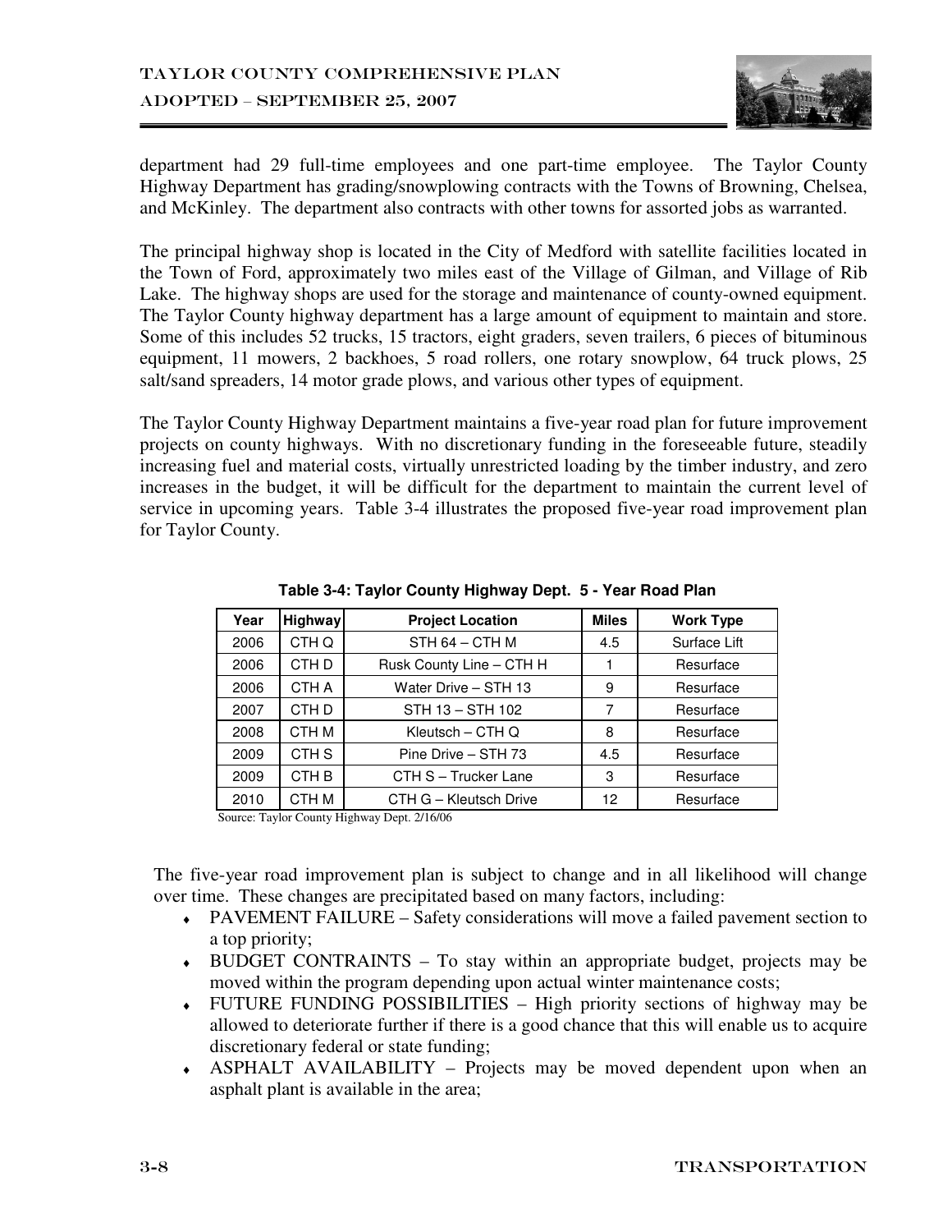department had 29 full-time employees and one part-time employee. The Taylor County Highway Department has grading/snowplowing contracts with the Towns of Browning, Chelsea, and McKinley. The department also contracts with other towns for assorted jobs as warranted.

The principal highway shop is located in the City of Medford with satellite facilities located in the Town of Ford, approximately two miles east of the Village of Gilman, and Village of Rib Lake. The highway shops are used for the storage and maintenance of county-owned equipment. The Taylor County highway department has a large amount of equipment to maintain and store. Some of this includes 52 trucks, 15 tractors, eight graders, seven trailers, 6 pieces of bituminous equipment, 11 mowers, 2 backhoes, 5 road rollers, one rotary snowplow, 64 truck plows, 25 salt/sand spreaders, 14 motor grade plows, and various other types of equipment.

The Taylor County Highway Department maintains a five-year road plan for future improvement projects on county highways. With no discretionary funding in the foreseeable future, steadily increasing fuel and material costs, virtually unrestricted loading by the timber industry, and zero increases in the budget, it will be difficult for the department to maintain the current level of service in upcoming years. Table 3-4 illustrates the proposed five-year road improvement plan for Taylor County.

**Table 3-4: Taylor County Highway Dept. 5 - Year Road Plan**

| Year | Highway | Project Location | Miles | Work Type |
|---|---|---|---|---|
| 2006 | CTH Q | STH 64 – CTH M | 4.5 | Surface Lift |
| 2006 | CTH D | Rusk County Line – CTH H | 1 | Resurface |
| 2006 | CTH A | Water Drive – STH 13 | 9 | Resurface |
| 2007 | CTH D | STH 13 – STH 102 | 7 | Resurface |
| 2008 | CTH M | Kleutsch – CTH Q | 8 | Resurface |
| 2009 | CTH S | Pine Drive – STH 73 | 4.5 | Resurface |
| 2009 | CTH B | CTH S – Trucker Lane | 3 | Resurface |
| 2010 | CTH M | CTH G – Kleutsch Drive | 12 | Resurface |

Source: Taylor County Highway Dept. 2/16/06

The five-year road improvement plan is subject to change and in all likelihood will change over time. These changes are precipitated based on many factors, including:

- PAVEMENT FAILURE – Safety considerations will move a failed pavement section to a top priority;
- BUDGET CONTRAINTS – To stay within an appropriate budget, projects may be moved within the program depending upon actual winter maintenance costs;
- FUTURE FUNDING POSSIBILITIES – High priority sections of highway may be allowed to deteriorate further if there is a good chance that this will enable us to acquire discretionary federal or state funding;
- ASPHALT AVAILABILITY – Projects may be moved dependent upon when an asphalt plant is available in the area;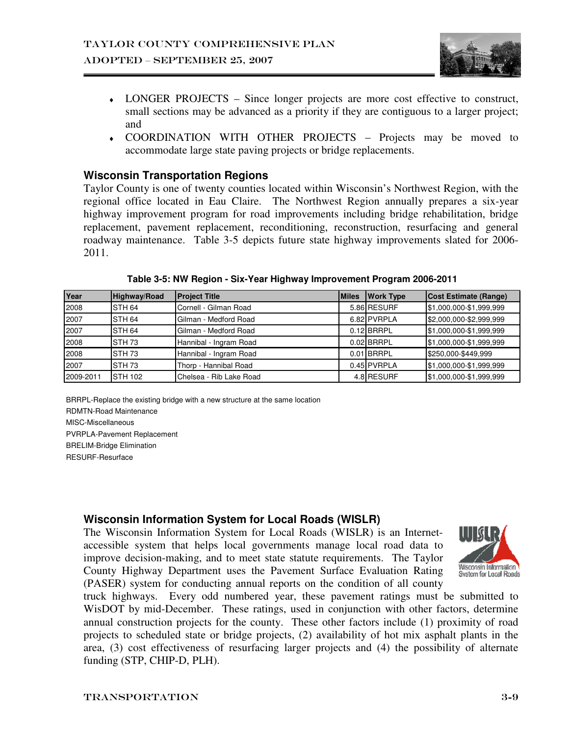- LONGER PROJECTS – Since longer projects are more cost effective to construct, small sections may be advanced as a priority if they are contiguous to a larger project; and
- COORDINATION WITH OTHER PROJECTS – Projects may be moved to accommodate large state paving projects or bridge replacements.

## Wisconsin Transportation Regions

Taylor County is one of twenty counties located within Wisconsin's Northwest Region, with the regional office located in Eau Claire. The Northwest Region annually prepares a six-year highway improvement program for road improvements including bridge rehabilitation, bridge replacement, pavement replacement, reconditioning, reconstruction, resurfacing and general roadway maintenance. Table 3-5 depicts future state highway improvements slated for 2006-2011.

**Table 3-5: NW Region - Six-Year Highway Improvement Program 2006-2011**

| Year | Highway/Road | Project Title | Miles | Work Type | Cost Estimate (Range) |
|---|---|---|---|---|---|
| 2008 | STH 64 | Cornell - Gilman Road | 5.86 | RESURF | $1,000,000-$1,999,999 |
| 2007 | STH 64 | Gilman - Medford Road | 6.82 | PVRPLA | $2,000,000-$2,999,999 |
| 2007 | STH 64 | Gilman - Medford Road | 0.12 | BRRPL | $1,000,000-$1,999,999 |
| 2008 | STH 73 | Hannibal - Ingram Road | 0.02 | BRRPL | $1,000,000-$1,999,999 |
| 2008 | STH 73 | Hannibal - Ingram Road | 0.01 | BRRPL | $250,000-$449,999 |
| 2007 | STH 73 | Thorp - Hannibal Road | 0.45 | PVRPLA | $1,000,000-$1,999,999 |
| 2009-2011 | STH 102 | Chelsea - Rib Lake Road | 4.8 | RESURF | $1,000,000-$1,999,999 |

BRRPL-Replace the existing bridge with a new structure at the same location
RDMTN-Road Maintenance
MISC-Miscellaneous
PVRPLA-Pavement Replacement
BRELIM-Bridge Elimination
RESURF-Resurface

## Wisconsin Information System for Local Roads (WISLR)

The Wisconsin Information System for Local Roads (WISLR) is an Internet-accessible system that helps local governments manage local road data to improve decision-making, and to meet state statute requirements. The Taylor County Highway Department uses the Pavement Surface Evaluation Rating (PASER) system for conducting annual reports on the condition of all county truck highways. Every odd numbered year, these pavement ratings must be submitted to WisDOT by mid-December. These ratings, used in conjunction with other factors, determine annual construction projects for the county. These other factors include (1) proximity of road projects to scheduled state or bridge projects, (2) availability of hot mix asphalt plants in the area, (3) cost effectiveness of resurfacing larger projects and (4) the possibility of alternate funding (STP, CHIP-D, PLH).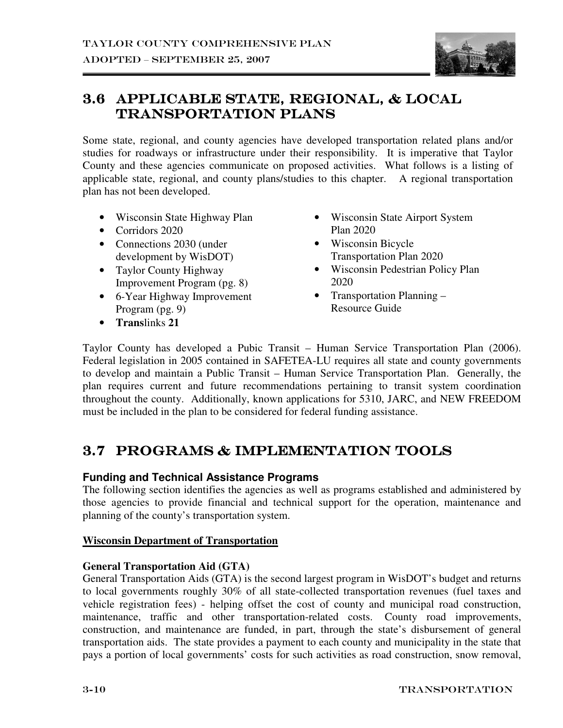## 3.6 APPLICABLE STATE, REGIONAL, & LOCAL TRANSPORTATION PLANS

Some state, regional, and county agencies have developed transportation related plans and/or studies for roadways or infrastructure under their responsibility. It is imperative that Taylor County and these agencies communicate on proposed activities. What follows is a listing of applicable state, regional, and county plans/studies to this chapter. A regional transportation plan has not been developed.

- Wisconsin State Highway Plan
- Corridors 2020
- Connections 2030 (under development by WisDOT)
- Taylor County Highway Improvement Program (pg. 8)
- 6-Year Highway Improvement Program (pg. 9)
- **Trans**links **21**
- Wisconsin State Airport System Plan 2020
- Wisconsin Bicycle Transportation Plan 2020
- Wisconsin Pedestrian Policy Plan 2020
- Transportation Planning – Resource Guide

Taylor County has developed a Pubic Transit – Human Service Transportation Plan (2006). Federal legislation in 2005 contained in SAFETEA-LU requires all state and county governments to develop and maintain a Public Transit – Human Service Transportation Plan. Generally, the plan requires current and future recommendations pertaining to transit system coordination throughout the county. Additionally, known applications for 5310, JARC, and NEW FREEDOM must be included in the plan to be considered for federal funding assistance.

## 3.7 PROGRAMS & IMPLEMENTATION TOOLS

### Funding and Technical Assistance Programs

The following section identifies the agencies as well as programs established and administered by those agencies to provide financial and technical support for the operation, maintenance and planning of the county's transportation system.

**Wisconsin Department of Transportation**

**General Transportation Aid (GTA)**

General Transportation Aids (GTA) is the second largest program in WisDOT's budget and returns to local governments roughly 30% of all state-collected transportation revenues (fuel taxes and vehicle registration fees) - helping offset the cost of county and municipal road construction, maintenance, traffic and other transportation-related costs. County road improvements, construction, and maintenance are funded, in part, through the state's disbursement of general transportation aids. The state provides a payment to each county and municipality in the state that pays a portion of local governments' costs for such activities as road construction, snow removal,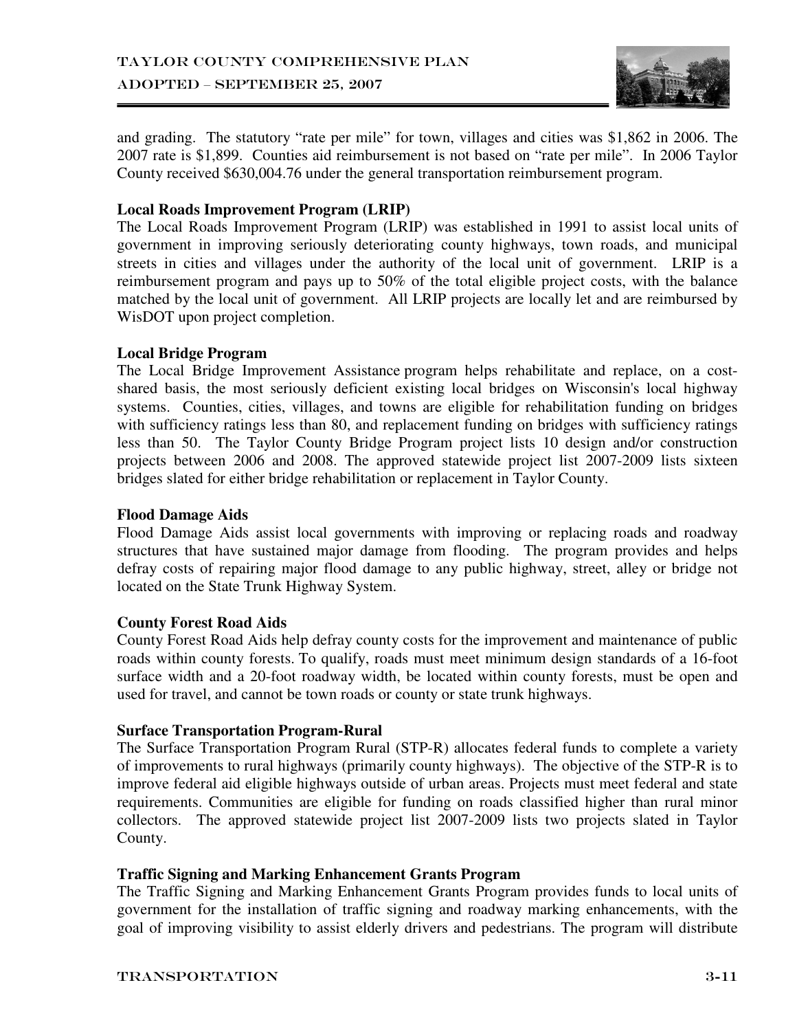and grading. The statutory "rate per mile" for town, villages and cities was $1,862 in 2006. The 2007 rate is $1,899. Counties aid reimbursement is not based on "rate per mile". In 2006 Taylor County received $630,004.76 under the general transportation reimbursement program.

**Local Roads Improvement Program (LRIP)**

The Local Roads Improvement Program (LRIP) was established in 1991 to assist local units of government in improving seriously deteriorating county highways, town roads, and municipal streets in cities and villages under the authority of the local unit of government. LRIP is a reimbursement program and pays up to 50% of the total eligible project costs, with the balance matched by the local unit of government. All LRIP projects are locally let and are reimbursed by WisDOT upon project completion.

**Local Bridge Program**

The Local Bridge Improvement Assistance program helps rehabilitate and replace, on a cost-shared basis, the most seriously deficient existing local bridges on Wisconsin's local highway systems. Counties, cities, villages, and towns are eligible for rehabilitation funding on bridges with sufficiency ratings less than 80, and replacement funding on bridges with sufficiency ratings less than 50. The Taylor County Bridge Program project lists 10 design and/or construction projects between 2006 and 2008. The approved statewide project list 2007-2009 lists sixteen bridges slated for either bridge rehabilitation or replacement in Taylor County.

**Flood Damage Aids**

Flood Damage Aids assist local governments with improving or replacing roads and roadway structures that have sustained major damage from flooding. The program provides and helps defray costs of repairing major flood damage to any public highway, street, alley or bridge not located on the State Trunk Highway System.

**County Forest Road Aids**

County Forest Road Aids help defray county costs for the improvement and maintenance of public roads within county forests. To qualify, roads must meet minimum design standards of a 16-foot surface width and a 20-foot roadway width, be located within county forests, must be open and used for travel, and cannot be town roads or county or state trunk highways.

**Surface Transportation Program-Rural**

The Surface Transportation Program Rural (STP-R) allocates federal funds to complete a variety of improvements to rural highways (primarily county highways). The objective of the STP-R is to improve federal aid eligible highways outside of urban areas. Projects must meet federal and state requirements. Communities are eligible for funding on roads classified higher than rural minor collectors. The approved statewide project list 2007-2009 lists two projects slated in Taylor County.

**Traffic Signing and Marking Enhancement Grants Program**

The Traffic Signing and Marking Enhancement Grants Program provides funds to local units of government for the installation of traffic signing and roadway marking enhancements, with the goal of improving visibility to assist elderly drivers and pedestrians. The program will distribute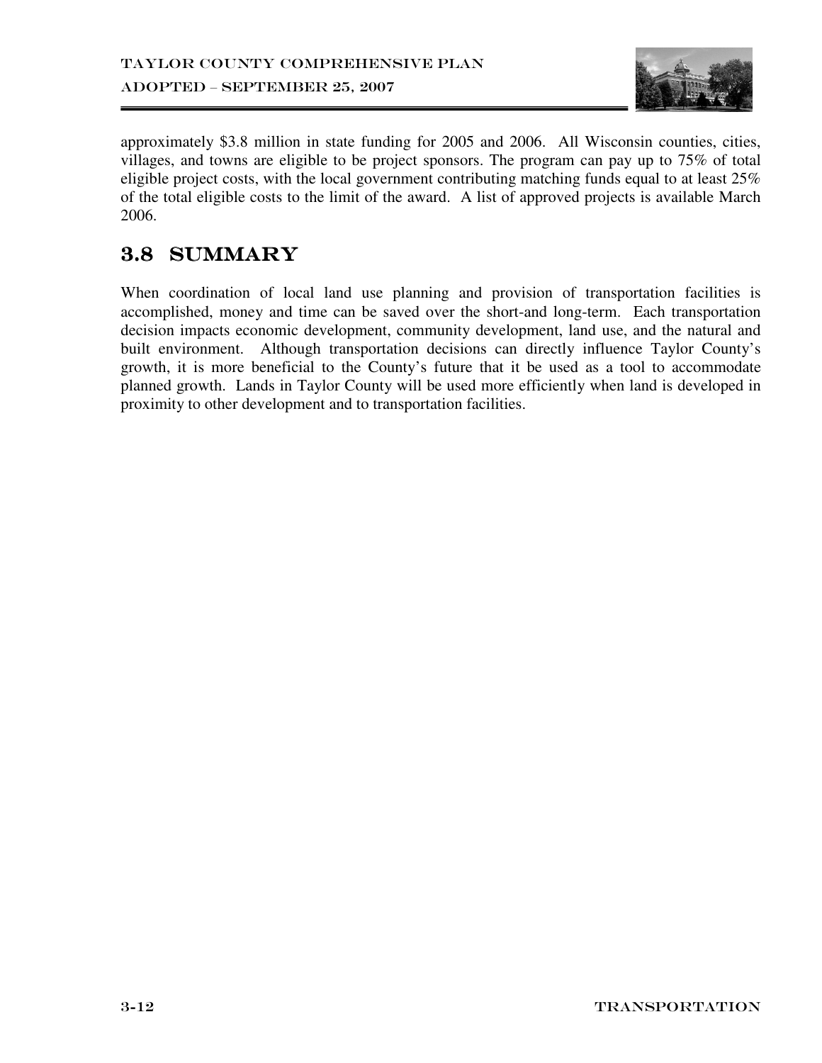approximately \$3.8 million in state funding for 2005 and 2006. All Wisconsin counties, cities, villages, and towns are eligible to be project sponsors. The program can pay up to 75% of total eligible project costs, with the local government contributing matching funds equal to at least 25% of the total eligible costs to the limit of the award. A list of approved projects is available March 2006.

## 3.8 SUMMARY

When coordination of local land use planning and provision of transportation facilities is accomplished, money and time can be saved over the short-and long-term. Each transportation decision impacts economic development, community development, land use, and the natural and built environment. Although transportation decisions can directly influence Taylor County's growth, it is more beneficial to the County's future that it be used as a tool to accommodate planned growth. Lands in Taylor County will be used more efficiently when land is developed in proximity to other development and to transportation facilities.